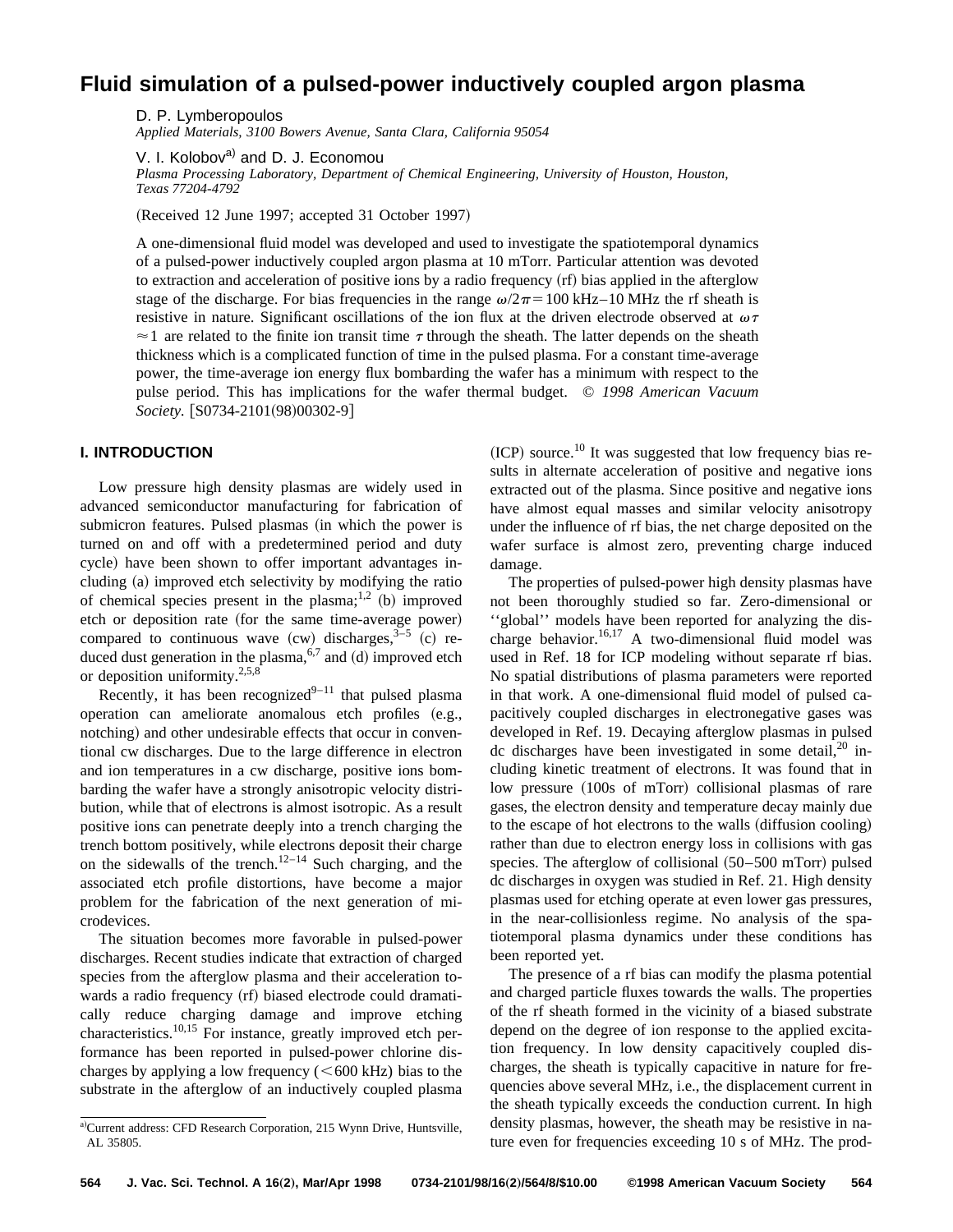# Fluid simulation of a pulsed-power inductively coupled argon plasma

D. P. Lymberopoulos
*Applied Materials, 3100 Bowers Avenue, Santa Clara, California 95054*

V. I. Kolobov[a] and D. J. Economou
*Plasma Processing Laboratory, Department of Chemical Engineering, University of Houston, Houston, Texas 77204-4792*

(Received 12 June 1997; accepted 31 October 1997)

A one-dimensional fluid model was developed and used to investigate the spatiotemporal dynamics of a pulsed-power inductively coupled argon plasma at 10 mTorr. Particular attention was devoted to extraction and acceleration of positive ions by a radio frequency (rf) bias applied in the afterglow stage of the discharge. For bias frequencies in the range $\omega/2\pi = 100$ kHz–10 MHz the rf sheath is resistive in nature. Significant oscillations of the ion flux at the driven electrode observed at $\omega\tau \approx 1$ are related to the finite ion transit time $\tau$ through the sheath. The latter depends on the sheath thickness which is a complicated function of time in the pulsed plasma. For a constant time-average power, the time-average ion energy flux bombarding the wafer has a minimum with respect to the pulse period. This has implications for the wafer thermal budget. *© 1998 American Vacuum Society.* [S0734-2101(98)00302-9]

## I. INTRODUCTION

Low pressure high density plasmas are widely used in advanced semiconductor manufacturing for fabrication of submicron features. Pulsed plasmas (in which the power is turned on and off with a predetermined period and duty cycle) have been shown to offer important advantages including (a) improved etch selectivity by modifying the ratio of chemical species present in the plasma;[1,2] (b) improved etch or deposition rate (for the same time-average power) compared to continuous wave (cw) discharges,[3–5] (c) reduced dust generation in the plasma,[6,7] and (d) improved etch or deposition uniformity.[2,5,8]

Recently, it has been recognized[9–11] that pulsed plasma operation can ameliorate anomalous etch profiles (e.g., notching) and other undesirable effects that occur in conventional cw discharges. Due to the large difference in electron and ion temperatures in a cw discharge, positive ions bombarding the wafer have a strongly anisotropic velocity distribution, while that of electrons is almost isotropic. As a result positive ions can penetrate deeply into a trench charging the trench bottom positively, while electrons deposit their charge on the sidewalls of the trench.[12–14] Such charging, and the associated etch profile distortions, have become a major problem for the fabrication of the next generation of microdevices.

The situation becomes more favorable in pulsed-power discharges. Recent studies indicate that extraction of charged species from the afterglow plasma and their acceleration towards a radio frequency (rf) biased electrode could dramatically reduce charging damage and improve etching characteristics.[10,15] For instance, greatly improved etch performance has been reported in pulsed-power chlorine discharges by applying a low frequency (<600 kHz) bias to the substrate in the afterglow of an inductively coupled plasma (ICP) source.[10] It was suggested that low frequency bias results in alternate acceleration of positive and negative ions extracted out of the plasma. Since positive and negative ions have almost equal masses and similar velocity anisotropy under the influence of rf bias, the net charge deposited on the wafer surface is almost zero, preventing charge induced damage.

The properties of pulsed-power high density plasmas have not been thoroughly studied so far. Zero-dimensional or ''global'' models have been reported for analyzing the discharge behavior.[16,17] A two-dimensional fluid model was used in Ref. 18 for ICP modeling without separate rf bias. No spatial distributions of plasma parameters were reported in that work. A one-dimensional fluid model of pulsed capacitively coupled discharges in electronegative gases was developed in Ref. 19. Decaying afterglow plasmas in pulsed dc discharges have been investigated in some detail,[20] including kinetic treatment of electrons. It was found that in low pressure (100s of mTorr) collisional plasmas of rare gases, the electron density and temperature decay mainly due to the escape of hot electrons to the walls (diffusion cooling) rather than due to electron energy loss in collisions with gas species. The afterglow of collisional (50–500 mTorr) pulsed dc discharges in oxygen was studied in Ref. 21. High density plasmas used for etching operate at even lower gas pressures, in the near-collisionless regime. No analysis of the spatiotemporal plasma dynamics under these conditions has been reported yet.

The presence of a rf bias can modify the plasma potential and charged particle fluxes towards the walls. The properties of the rf sheath formed in the vicinity of a biased substrate depend on the degree of ion response to the applied excitation frequency. In low density capacitively coupled discharges, the sheath is typically capacitive in nature for frequencies above several MHz, i.e., the displacement current in the sheath typically exceeds the conduction current. In high density plasmas, however, the sheath may be resistive in nature even for frequencies exceeding 10 s of MHz. The prod-

[a] Current address: CFD Research Corporation, 215 Wynn Drive, Huntsville, AL 35805.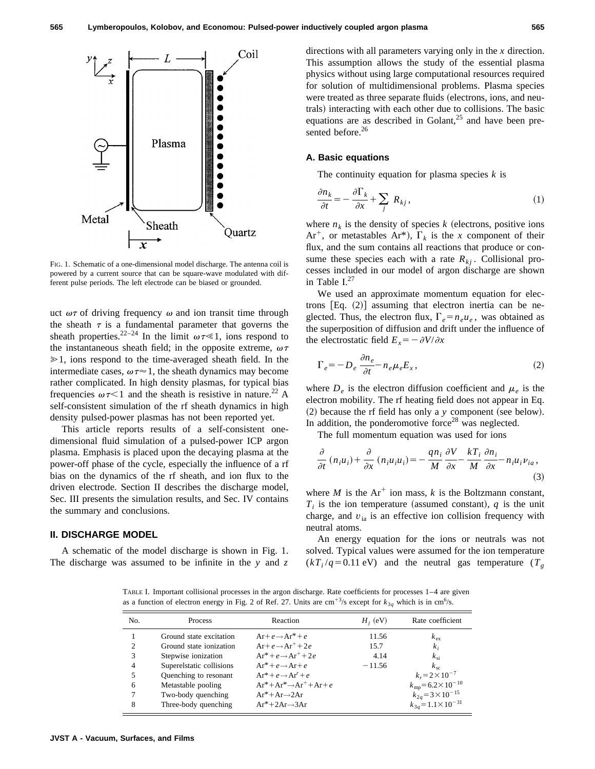FIG. 1. Schematic of a one-dimensional model discharge. The antenna coil is powered by a current source that can be square-wave modulated with different pulse periods. The left electrode can be biased or grounded.

uct $\omega\tau$ of driving frequency $\omega$ and ion transit time through the sheath $\tau$ is a fundamental parameter that governs the sheath properties.[22–24] In the limit $\omega\tau \ll 1$, ions respond to the instantaneous sheath field; in the opposite extreme, $\omega\tau \gg 1$, ions respond to the time-averaged sheath field. In the intermediate cases, $\omega\tau \approx 1$, the sheath dynamics may become rather complicated. In high density plasmas, for typical bias frequencies $\omega\tau < 1$ and the sheath is resistive in nature.[22] A self-consistent simulation of the rf sheath dynamics in high density pulsed-power plasmas has not been reported yet.

This article reports results of a self-consistent one-dimensional fluid simulation of a pulsed-power ICP argon plasma. Emphasis is placed upon the decaying plasma at the power-off phase of the cycle, especially the influence of a rf bias on the dynamics of the rf sheath, and ion flux to the driven electrode. Section II describes the discharge model, Sec. III presents the simulation results, and Sec. IV contains the summary and conclusions.

## II. DISCHARGE MODEL

A schematic of the model discharge is shown in Fig. 1. The discharge was assumed to be infinite in the $y$ and $z$ directions with all parameters varying only in the $x$ direction. This assumption allows the study of the essential plasma physics without using large computational resources required for solution of multidimensional problems. Plasma species were treated as three separate fluids (electrons, ions, and neutrals) interacting with each other due to collisions. The basic equations are as described in Golant,[25] and have been presented before.[26]

### A. Basic equations

The continuity equation for plasma species $k$ is

$$\frac{\partial n_k}{\partial t} = -\frac{\partial \Gamma_k}{\partial x} + \sum_j R_{kj}, \tag{1}$$

where $n_k$ is the density of species $k$ (electrons, positive ions $Ar^+$, or metastables $Ar^*$), $\Gamma_k$ is the $x$ component of their flux, and the sum contains all reactions that produce or consume these species each with a rate $R_{kj}$. Collisional processes included in our model of argon discharge are shown in Table I.[27]

We used an approximate momentum equation for electrons [Eq. (2)] assuming that electron inertia can be neglected. Thus, the electron flux, $\Gamma_e = n_e u_e$, was obtained as the superposition of diffusion and drift under the influence of the electrostatic field $E_x = -\partial V/\partial x$

$$\Gamma_e = -D_e \frac{\partial n_e}{\partial t} - n_e \mu_e E_x, \tag{2}$$

where $D_e$ is the electron diffusion coefficient and $\mu_e$ is the electron mobility. The rf heating field does not appear in Eq. (2) because the rf field has only a $y$ component (see below). In addition, the ponderomotive force[28] was neglected.

The full momentum equation was used for ions

$$\frac{\partial}{\partial t}(n_i u_i) + \frac{\partial}{\partial x}(n_i u_i u_i) = -\frac{q n_i}{M}\frac{\partial V}{\partial x} - \frac{kT_i}{M}\frac{\partial n_i}{\partial x} - n_i u_i \nu_{ia}, \tag{3}$$

where $M$ is the $Ar^+$ ion mass, $k$ is the Boltzmann constant, $T_i$ is the ion temperature (assumed constant), $q$ is the unit charge, and $v_{ia}$ is an effective ion collision frequency with neutral atoms.

An energy equation for the ions or neutrals was not solved. Typical values were assumed for the ion temperature ($kT_i/q = 0.11$ eV) and the neutral gas temperature ($T_g$

TABLE I. Important collisional processes in the argon discharge. Rate coefficients for processes 1–4 are given as a function of electron energy in Fig. 2 of Ref. 27. Units are $cm^{+3}/s$ except for $k_{3q}$ which is in $cm^6/s$.

| No. | Process | Reaction | $H_j$ (eV) | Rate coefficient |
|---|---|---|---|---|
| 1 | Ground state excitation | $Ar + e \rightarrow Ar^* + e$ | 11.56 | $k_{ex}$ |
| 2 | Ground state ionization | $Ar + e \rightarrow Ar^+ + 2e$ | 15.7 | $k_i$ |
| 3 | Stepwise ionization | $Ar^* + e \rightarrow Ar^+ + 2e$ | 4.14 | $k_{si}$ |
| 4 | Superelstatic collisions | $Ar^* + e \rightarrow Ar + e$ | −11.56 | $k_{sc}$ |
| 5 | Quenching to resonant | $Ar^* + e \rightarrow Ar^r + e$ | | $k_r = 2\times10^{-7}$ |
| 6 | Metastable pooling | $Ar^* + Ar^* \rightarrow Ar^+ + Ar + e$ | | $k_{mp} = 6.2\times10^{-10}$ |
| 7 | Two-body quenching | $Ar^* + Ar \rightarrow 2Ar$ | | $k_{2q} = 3\times10^{-15}$ |
| 8 | Three-body quenching | $Ar^* + 2Ar \rightarrow 3Ar$ | | $k_{3q} = 1.1\times10^{-31}$ |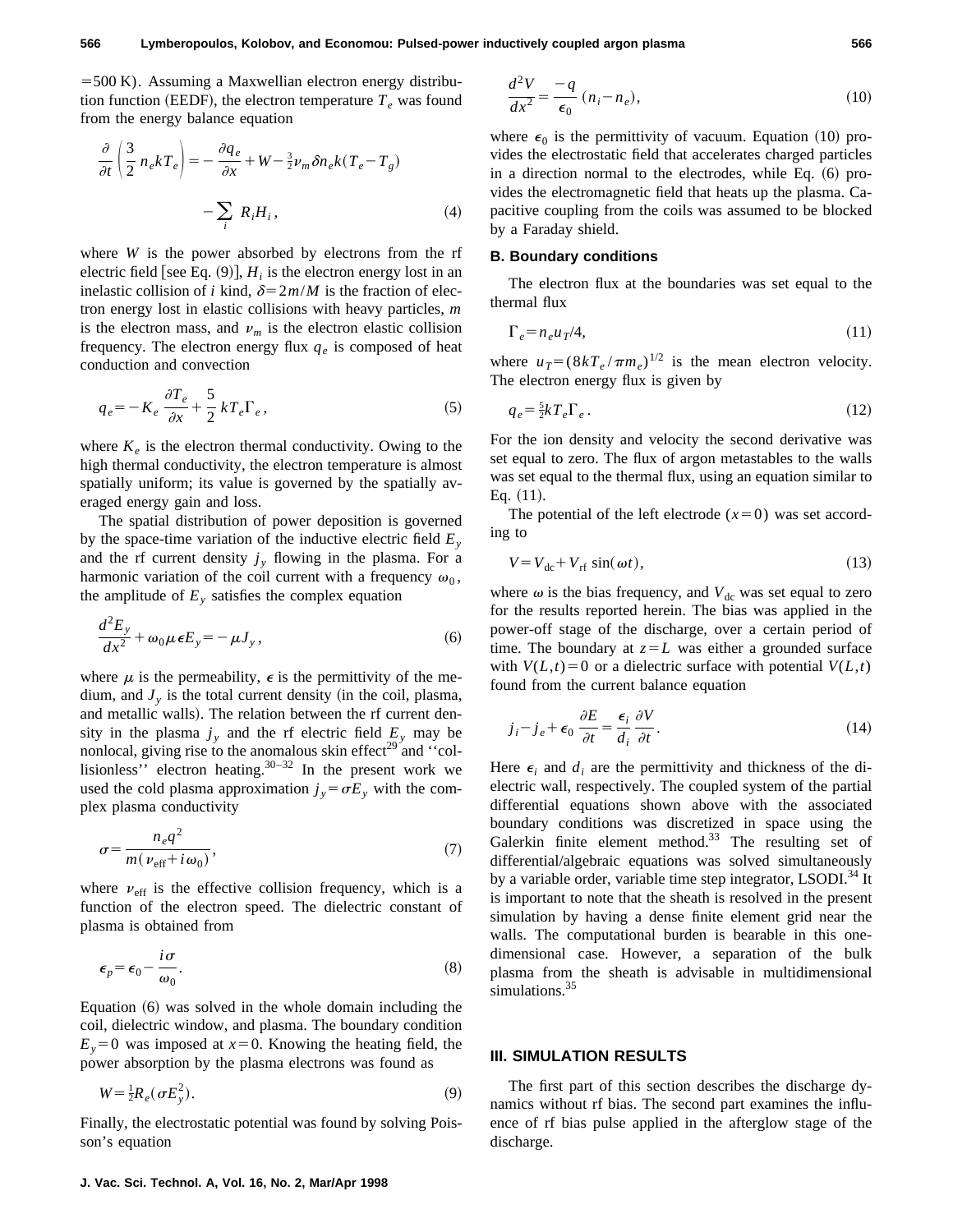=500 K). Assuming a Maxwellian electron energy distribution function (EEDF), the electron temperature $T_e$ was found from the energy balance equation

$$\frac{\partial}{\partial t}\left(\frac{3}{2} n_e k T_e\right) = -\frac{\partial q_e}{\partial x} + W - \tfrac{3}{2}\nu_m \delta n_e k (T_e - T_g) - \sum_i R_i H_i, \tag{4}$$

where $W$ is the power absorbed by electrons from the rf electric field [see Eq. (9)], $H_i$ is the electron energy lost in an inelastic collision of $i$ kind, $\delta = 2m/M$ is the fraction of electron energy lost in elastic collisions with heavy particles, $m$ is the electron mass, and $\nu_m$ is the electron elastic collision frequency. The electron energy flux $q_e$ is composed of heat conduction and convection

$$q_e = -K_e \frac{\partial T_e}{\partial x} + \frac{5}{2} k T_e \Gamma_e, \tag{5}$$

where $K_e$ is the electron thermal conductivity. Owing to the high thermal conductivity, the electron temperature is almost spatially uniform; its value is governed by the spatially averaged energy gain and loss.

The spatial distribution of power deposition is governed by the space-time variation of the inductive electric field $E_y$ and the rf current density $j_y$ flowing in the plasma. For a harmonic variation of the coil current with a frequency $\omega_0$, the amplitude of $E_y$ satisfies the complex equation

$$\frac{d^2 E_y}{dx^2} + \omega_0 \mu \epsilon E_y = -\mu J_y, \tag{6}$$

where $\mu$ is the permeability, $\epsilon$ is the permittivity of the medium, and $J_y$ is the total current density (in the coil, plasma, and metallic walls). The relation between the rf current density in the plasma $j_y$ and the rf electric field $E_y$ may be nonlocal, giving rise to the anomalous skin effect[29] and ''collisionless'' electron heating.[30–32] In the present work we used the cold plasma approximation $j_y = \sigma E_y$ with the complex plasma conductivity

$$\sigma = \frac{n_e q^2}{m(\nu_{\text{eff}} + i\omega_0)}, \tag{7}$$

where $\nu_{\text{eff}}$ is the effective collision frequency, which is a function of the electron speed. The dielectric constant of plasma is obtained from

$$\epsilon_p = \epsilon_0 - \frac{i\sigma}{\omega_0}. \tag{8}$$

Equation (6) was solved in the whole domain including the coil, dielectric window, and plasma. The boundary condition $E_y = 0$ was imposed at $x = 0$. Knowing the heating field, the power absorption by the plasma electrons was found as

$$W = \tfrac{1}{2} R_e(\sigma E_y^2). \tag{9}$$

Finally, the electrostatic potential was found by solving Poisson's equation

$$\frac{d^2 V}{dx^2} = \frac{-q}{\epsilon_0}(n_i - n_e), \tag{10}$$

where $\epsilon_0$ is the permittivity of vacuum. Equation (10) provides the electrostatic field that accelerates charged particles in a direction normal to the electrodes, while Eq. (6) provides the electromagnetic field that heats up the plasma. Capacitive coupling from the coils was assumed to be blocked by a Faraday shield.

### B. Boundary conditions

The electron flux at the boundaries was set equal to the thermal flux

$$\Gamma_e = n_e u_T / 4, \tag{11}$$

where $u_T = (8kT_e/\pi m_e)^{1/2}$ is the mean electron velocity. The electron energy flux is given by

$$q_e = \tfrac{5}{2} k T_e \Gamma_e. \tag{12}$$

For the ion density and velocity the second derivative was set equal to zero. The flux of argon metastables to the walls was set equal to the thermal flux, using an equation similar to Eq. (11).

The potential of the left electrode ($x = 0$) was set according to

$$V = V_{\text{dc}} + V_{\text{rf}} \sin(\omega t), \tag{13}$$

where $\omega$ is the bias frequency, and $V_{\text{dc}}$ was set equal to zero for the results reported herein. The bias was applied in the power-off stage of the discharge, over a certain period of time. The boundary at $z = L$ was either a grounded surface with $V(L,t) = 0$ or a dielectric surface with potential $V(L,t)$ found from the current balance equation

$$j_i - j_e + \epsilon_0 \frac{\partial E}{\partial t} = \frac{\epsilon_i}{d_i} \frac{\partial V}{\partial t}. \tag{14}$$

Here $\epsilon_i$ and $d_i$ are the permittivity and thickness of the dielectric wall, respectively. The coupled system of the partial differential equations shown above with the associated boundary conditions was discretized in space using the Galerkin finite element method.[33] The resulting set of differential/algebraic equations was solved simultaneously by a variable order, variable time step integrator, LSODI.[34] It is important to note that the sheath is resolved in the present simulation by having a dense finite element grid near the walls. The computational burden is bearable in this one-dimensional case. However, a separation of the bulk plasma from the sheath is advisable in multidimensional simulations.[35]

## III. SIMULATION RESULTS

The first part of this section describes the discharge dynamics without rf bias. The second part examines the influence of rf bias pulse applied in the afterglow stage of the discharge.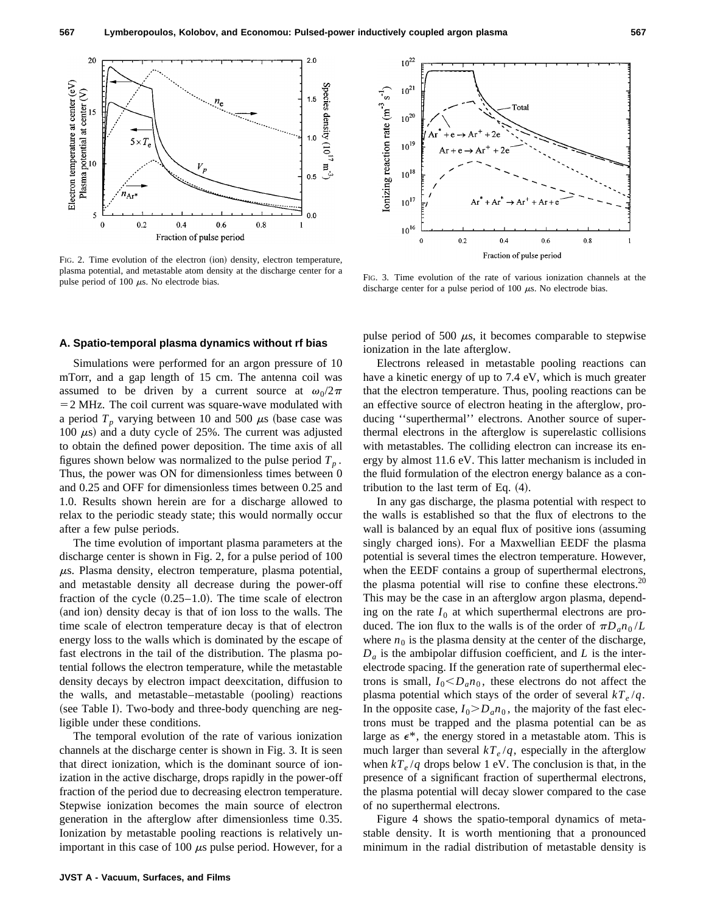FIG. 2. Time evolution of the electron (ion) density, electron temperature, plasma potential, and metastable atom density at the discharge center for a pulse period of 100 $\mu$s. No electrode bias.

FIG. 3. Time evolution of the rate of various ionization channels at the discharge center for a pulse period of 100 $\mu$s. No electrode bias.

### A. Spatio-temporal plasma dynamics without rf bias

Simulations were performed for an argon pressure of 10 mTorr, and a gap length of 15 cm. The antenna coil was assumed to be driven by a current source at $\omega_0/2\pi = 2$ MHz. The coil current was square-wave modulated with a period $T_p$ varying between 10 and 500 $\mu$s (base case was 100 $\mu$s) and a duty cycle of 25%. The current was adjusted to obtain the defined power deposition. The time axis of all figures shown below was normalized to the pulse period $T_p$. Thus, the power was ON for dimensionless times between 0 and 0.25 and OFF for dimensionless times between 0.25 and 1.0. Results shown herein are for a discharge allowed to relax to the periodic steady state; this would normally occur after a few pulse periods.

The time evolution of important plasma parameters at the discharge center is shown in Fig. 2, for a pulse period of 100 $\mu$s. Plasma density, electron temperature, plasma potential, and metastable density all decrease during the power-off fraction of the cycle (0.25–1.0). The time scale of electron (and ion) density decay is that of ion loss to the walls. The time scale of electron temperature decay is that of electron energy loss to the walls which is dominated by the escape of fast electrons in the tail of the distribution. The plasma potential follows the electron temperature, while the metastable density decays by electron impact deexcitation, diffusion to the walls, and metastable–metastable (pooling) reactions (see Table I). Two-body and three-body quenching are negligible under these conditions.

The temporal evolution of the rate of various ionization channels at the discharge center is shown in Fig. 3. It is seen that direct ionization, which is the dominant source of ionization in the active discharge, drops rapidly in the power-off fraction of the period due to decreasing electron temperature. Stepwise ionization becomes the main source of electron generation in the afterglow after dimensionless time 0.35. Ionization by metastable pooling reactions is relatively unimportant in this case of 100 $\mu$s pulse period. However, for a pulse period of 500 $\mu$s, it becomes comparable to stepwise ionization in the late afterglow.

Electrons released in metastable pooling reactions can have a kinetic energy of up to 7.4 eV, which is much greater that the electron temperature. Thus, pooling reactions can be an effective source of electron heating in the afterglow, producing ''superthermal'' electrons. Another source of superthermal electrons in the afterglow is superelastic collisions with metastables. The colliding electron can increase its energy by almost 11.6 eV. This latter mechanism is included in the fluid formulation of the electron energy balance as a contribution to the last term of Eq. (4).

In any gas discharge, the plasma potential with respect to the walls is established so that the flux of electrons to the wall is balanced by an equal flux of positive ions (assuming singly charged ions). For a Maxwellian EEDF the plasma potential is several times the electron temperature. However, when the EEDF contains a group of superthermal electrons, the plasma potential will rise to confine these electrons.[20] This may be the case in an afterglow argon plasma, depending on the rate $I_0$ at which superthermal electrons are produced. The ion flux to the walls is of the order of $\pi D_a n_0/L$ where $n_0$ is the plasma density at the center of the discharge, $D_a$ is the ambipolar diffusion coefficient, and $L$ is the interelectrode spacing. If the generation rate of superthermal electrons is small, $I_0 < D_a n_0$, these electrons do not affect the plasma potential which stays of the order of several $kT_e/q$. In the opposite case, $I_0 > D_a n_0$, the majority of the fast electrons must be trapped and the plasma potential can be as large as $\epsilon^*$, the energy stored in a metastable atom. This is much larger than several $kT_e/q$, especially in the afterglow when $kT_e/q$ drops below 1 eV. The conclusion is that, in the presence of a significant fraction of superthermal electrons, the plasma potential will decay slower compared to the case of no superthermal electrons.

Figure 4 shows the spatio-temporal dynamics of metastable density. It is worth mentioning that a pronounced minimum in the radial distribution of metastable density is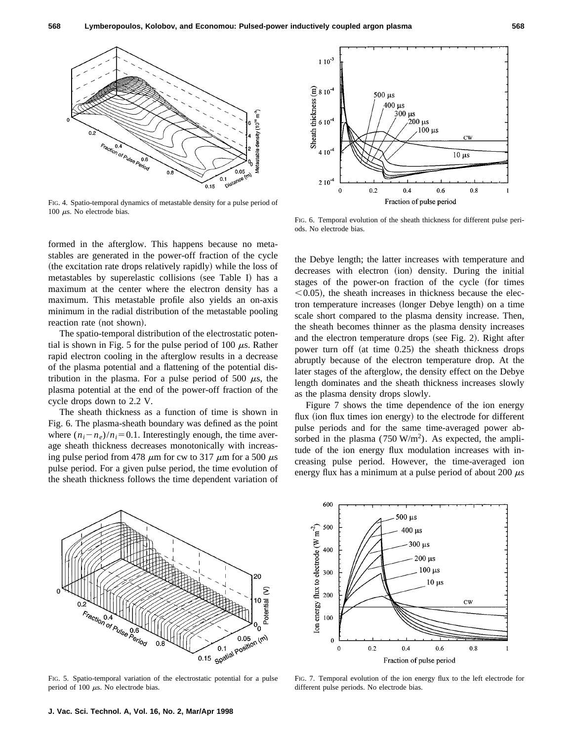FIG. 4. Spatio-temporal dynamics of metastable density for a pulse period of 100 μs. No electrode bias.

FIG. 6. Temporal evolution of the sheath thickness for different pulse periods. No electrode bias.

formed in the afterglow. This happens because no metastables are generated in the power-off fraction of the cycle (the excitation rate drops relatively rapidly) while the loss of metastables by superelastic collisions (see Table I) has a maximum at the center where the electron density has a maximum. This metastable profile also yields an on-axis minimum in the radial distribution of the metastable pooling reaction rate (not shown).

The spatio-temporal distribution of the electrostatic potential is shown in Fig. 5 for the pulse period of 100 μs. Rather rapid electron cooling in the afterglow results in a decrease of the plasma potential and a flattening of the potential distribution in the plasma. For a pulse period of 500 μs, the plasma potential at the end of the power-off fraction of the cycle drops down to 2.2 V.

The sheath thickness as a function of time is shown in Fig. 6. The plasma-sheath boundary was defined as the point where $(n_i - n_e)/n_i = 0.1$. Interestingly enough, the time average sheath thickness decreases monotonically with increasing pulse period from 478 μm for cw to 317 μm for a 500 μs pulse period. For a given pulse period, the time evolution of the sheath thickness follows the time dependent variation of the Debye length; the latter increases with temperature and decreases with electron (ion) density. During the initial stages of the power-on fraction of the cycle (for times $<0.05$), the sheath increases in thickness because the electron temperature increases (longer Debye length) on a time scale short compared to the plasma density increase. Then, the sheath becomes thinner as the plasma density increases and the electron temperature drops (see Fig. 2). Right after power turn off (at time 0.25) the sheath thickness drops abruptly because of the electron temperature drop. At the later stages of the afterglow, the density effect on the Debye length dominates and the sheath thickness increases slowly as the plasma density drops slowly.

Figure 7 shows the time dependence of the ion energy flux (ion flux times ion energy) to the electrode for different pulse periods and for the same time-averaged power absorbed in the plasma (750 W/m$^2$). As expected, the amplitude of the ion energy flux modulation increases with increasing pulse period. However, the time-averaged ion energy flux has a minimum at a pulse period of about 200 μs

FIG. 5. Spatio-temporal variation of the electrostatic potential for a pulse period of 100 μs. No electrode bias.

FIG. 7. Temporal evolution of the ion energy flux to the left electrode for different pulse periods. No electrode bias.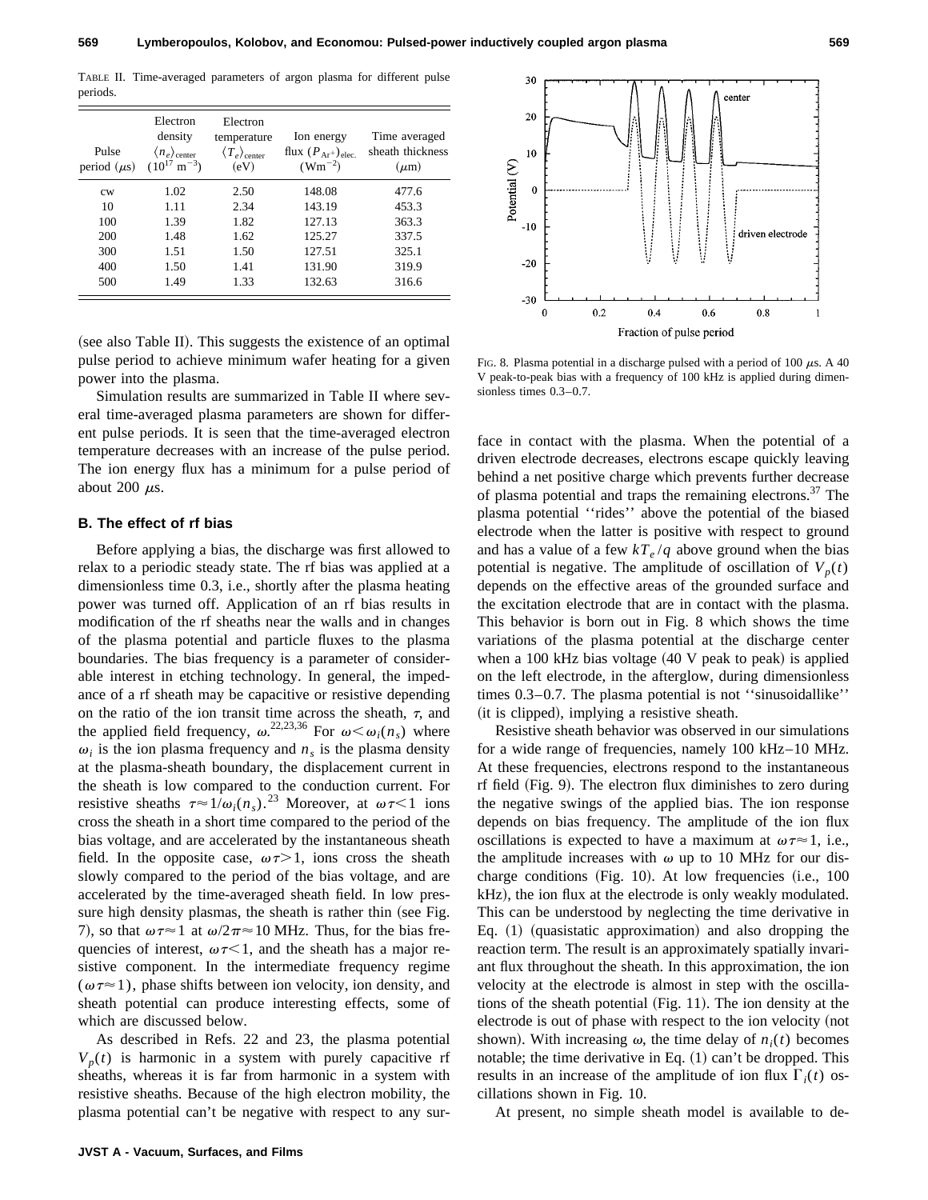TABLE II. Time-averaged parameters of argon plasma for different pulse periods.

| Pulse period ($\mu$s) | Electron density $\langle n_e \rangle_{\text{center}}$ ($10^{17}$ m$^{-3}$) | Electron temperature $\langle T_e \rangle_{\text{center}}$ (eV) | Ion energy flux $(P_{\text{Ar}^+})_{\text{elec.}}$ (Wm$^{-2}$) | Time averaged sheath thickness ($\mu$m) |
|---|---|---|---|---|
| cw | 1.02 | 2.50 | 148.08 | 477.6 |
| 10 | 1.11 | 2.34 | 143.19 | 453.3 |
| 100 | 1.39 | 1.82 | 127.13 | 363.3 |
| 200 | 1.48 | 1.62 | 125.27 | 337.5 |
| 300 | 1.51 | 1.50 | 127.51 | 325.1 |
| 400 | 1.50 | 1.41 | 131.90 | 319.9 |
| 500 | 1.49 | 1.33 | 132.63 | 316.6 |

(see also Table II). This suggests the existence of an optimal pulse period to achieve minimum wafer heating for a given power into the plasma.

Simulation results are summarized in Table II where several time-averaged plasma parameters are shown for different pulse periods. It is seen that the time-averaged electron temperature decreases with an increase of the pulse period. The ion energy flux has a minimum for a pulse period of about 200 $\mu$s.

### B. The effect of rf bias

Before applying a bias, the discharge was first allowed to relax to a periodic steady state. The rf bias was applied at a dimensionless time 0.3, i.e., shortly after the plasma heating power was turned off. Application of an rf bias results in modification of the rf sheaths near the walls and in changes of the plasma potential and particle fluxes to the plasma boundaries. The bias frequency is a parameter of considerable interest in etching technology. In general, the impedance of a rf sheath may be capacitive or resistive depending on the ratio of the ion transit time across the sheath, $\tau$, and the applied field frequency, $\omega$.[22,23,36] For $\omega < \omega_i(n_s)$ where $\omega_i$ is the ion plasma frequency and $n_s$ is the plasma density at the plasma-sheath boundary, the displacement current in the sheath is low compared to the conduction current. For resistive sheaths $\tau \approx 1/\omega_i(n_s)$.[23] Moreover, at $\omega\tau < 1$ ions cross the sheath in a short time compared to the period of the bias voltage, and are accelerated by the instantaneous sheath field. In the opposite case, $\omega\tau > 1$, ions cross the sheath slowly compared to the period of the bias voltage, and are accelerated by the time-averaged sheath field. In low pressure high density plasmas, the sheath is rather thin (see Fig. 7), so that $\omega\tau \approx 1$ at $\omega/2\pi \approx 10$ MHz. Thus, for the bias frequencies of interest, $\omega\tau < 1$, and the sheath has a major resistive component. In the intermediate frequency regime ($\omega\tau \approx 1$), phase shifts between ion velocity, ion density, and sheath potential can produce interesting effects, some of which are discussed below.

As described in Refs. 22 and 23, the plasma potential $V_p(t)$ is harmonic in a system with purely capacitive rf sheaths, whereas it is far from harmonic in a system with resistive sheaths. Because of the high electron mobility, the plasma potential can't be negative with respect to any surface in contact with the plasma. When the potential of a driven electrode decreases, electrons escape quickly leaving behind a net positive charge which prevents further decrease of plasma potential and traps the remaining electrons.[37] The plasma potential "rides" above the potential of the biased electrode when the latter is positive with respect to ground and has a value of a few $kT_e/q$ above ground when the bias potential is negative. The amplitude of oscillation of $V_p(t)$ depends on the effective areas of the grounded surface and the excitation electrode that are in contact with the plasma. This behavior is born out in Fig. 8 which shows the time variations of the plasma potential at the discharge center when a 100 kHz bias voltage (40 V peak to peak) is applied on the left electrode, in the afterglow, during dimensionless times 0.3–0.7. The plasma potential is not "sinusoidallike" (it is clipped), implying a resistive sheath.

FIG. 8. Plasma potential in a discharge pulsed with a period of 100 $\mu$s. A 40 V peak-to-peak bias with a frequency of 100 kHz is applied during dimensionless times 0.3–0.7.

Resistive sheath behavior was observed in our simulations for a wide range of frequencies, namely 100 kHz–10 MHz. At these frequencies, electrons respond to the instantaneous rf field (Fig. 9). The electron flux diminishes to zero during the negative swings of the applied bias. The ion response depends on bias frequency. The amplitude of the ion flux oscillations is expected to have a maximum at $\omega\tau \approx 1$, i.e., the amplitude increases with $\omega$ up to 10 MHz for our discharge conditions (Fig. 10). At low frequencies (i.e., 100 kHz), the ion flux at the electrode is only weakly modulated. This can be understood by neglecting the time derivative in Eq. (1) (quasistatic approximation) and also dropping the reaction term. The result is an approximately spatially invariant flux throughout the sheath. In this approximation, the ion velocity at the electrode is almost in step with the oscillations of the sheath potential (Fig. 11). The ion density at the electrode is out of phase with respect to the ion velocity (not shown). With increasing $\omega$, the time delay of $n_i(t)$ becomes notable; the time derivative in Eq. (1) can't be dropped. This results in an increase of the amplitude of ion flux $\Gamma_i(t)$ oscillations shown in Fig. 10.

At present, no simple sheath model is available to de-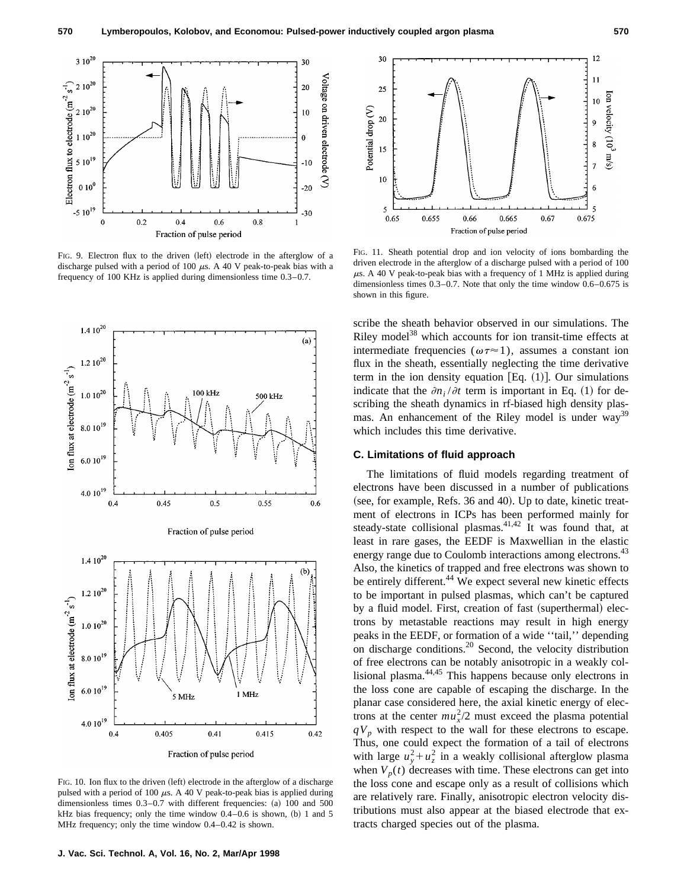FIG. 9. Electron flux to the driven (left) electrode in the afterglow of a discharge pulsed with a period of 100 μs. A 40 V peak-to-peak bias with a frequency of 100 KHz is applied during dimensionless time 0.3–0.7.

FIG. 10. Ion flux to the driven (left) electrode in the afterglow of a discharge pulsed with a period of 100 μs. A 40 V peak-to-peak bias is applied during dimensionless times 0.3–0.7 with different frequencies: (a) 100 and 500 kHz bias frequency; only the time window 0.4–0.6 is shown, (b) 1 and 5 MHz frequency; only the time window 0.4–0.42 is shown.

FIG. 11. Sheath potential drop and ion velocity of ions bombarding the driven electrode in the afterglow of a discharge pulsed with a period of 100 μs. A 40 V peak-to-peak bias with a frequency of 1 MHz is applied during dimensionless times 0.3–0.7. Note that only the time window 0.6–0.675 is shown in this figure.

scribe the sheath behavior observed in our simulations. The Riley model[38] which accounts for ion transit-time effects at intermediate frequencies ($\omega\tau \approx 1$), assumes a constant ion flux in the sheath, essentially neglecting the time derivative term in the ion density equation [Eq. (1)]. Our simulations indicate that the $\partial n_i/\partial t$ term is important in Eq. (1) for describing the sheath dynamics in rf-biased high density plasmas. An enhancement of the Riley model is under way[39] which includes this time derivative.

### C. Limitations of fluid approach

The limitations of fluid models regarding treatment of electrons have been discussed in a number of publications (see, for example, Refs. 36 and 40). Up to date, kinetic treatment of electrons in ICPs has been performed mainly for steady-state collisional plasmas.[41,42] It was found that, at least in rare gases, the EEDF is Maxwellian in the elastic energy range due to Coulomb interactions among electrons.[43] Also, the kinetics of trapped and free electrons was shown to be entirely different.[44] We expect several new kinetic effects to be important in pulsed plasmas, which can't be captured by a fluid model. First, creation of fast (superthermal) electrons by metastable reactions may result in high energy peaks in the EEDF, or formation of a wide ''tail,'' depending on discharge conditions.[20] Second, the velocity distribution of free electrons can be notably anisotropic in a weakly collisional plasma.[44,45] This happens because only electrons in the loss cone are capable of escaping the discharge. In the planar case considered here, the axial kinetic energy of electrons at the center $mu_x^2/2$ must exceed the plasma potential $qV_p$ with respect to the wall for these electrons to escape. Thus, one could expect the formation of a tail of electrons with large $u_y^2+u_z^2$ in a weakly collisional afterglow plasma when $V_p(t)$ decreases with time. These electrons can get into the loss cone and escape only as a result of collisions which are relatively rare. Finally, anisotropic electron velocity distributions must also appear at the biased electrode that extracts charged species out of the plasma.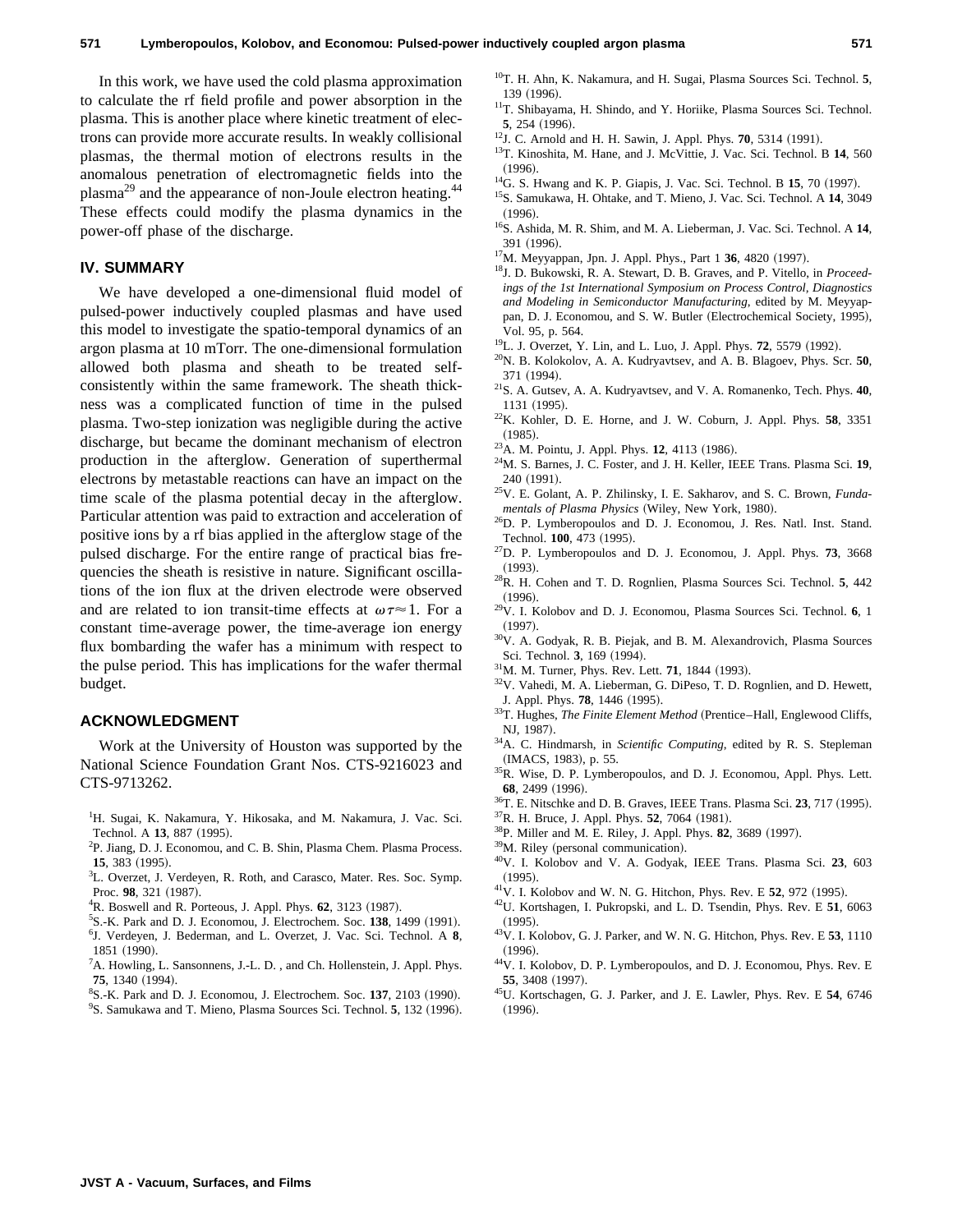In this work, we have used the cold plasma approximation to calculate the rf field profile and power absorption in the plasma. This is another place where kinetic treatment of electrons can provide more accurate results. In weakly collisional plasmas, the thermal motion of electrons results in the anomalous penetration of electromagnetic fields into the plasma[29] and the appearance of non-Joule electron heating.[44] These effects could modify the plasma dynamics in the power-off phase of the discharge.

## IV. SUMMARY

We have developed a one-dimensional fluid model of pulsed-power inductively coupled plasmas and have used this model to investigate the spatio-temporal dynamics of an argon plasma at 10 mTorr. The one-dimensional formulation allowed both plasma and sheath to be treated self-consistently within the same framework. The sheath thickness was a complicated function of time in the pulsed plasma. Two-step ionization was negligible during the active discharge, but became the dominant mechanism of electron production in the afterglow. Generation of superthermal electrons by metastable reactions can have an impact on the time scale of the plasma potential decay in the afterglow. Particular attention was paid to extraction and acceleration of positive ions by a rf bias applied in the afterglow stage of the pulsed discharge. For the entire range of practical bias frequencies the sheath is resistive in nature. Significant oscillations of the ion flux at the driven electrode were observed and are related to ion transit-time effects at $\omega\tau \approx 1$. For a constant time-average power, the time-average ion energy flux bombarding the wafer has a minimum with respect to the pulse period. This has implications for the wafer thermal budget.

## ACKNOWLEDGMENT

Work at the University of Houston was supported by the National Science Foundation Grant Nos. CTS-9216023 and CTS-9713262.

[1] H. Sugai, K. Nakamura, Y. Hikosaka, and M. Nakamura, J. Vac. Sci. Technol. A **13**, 887 (1995).
[2] P. Jiang, D. J. Economou, and C. B. Shin, Plasma Chem. Plasma Process. **15**, 383 (1995).
[3] L. Overzet, J. Verdeyen, R. Roth, and Carasco, Mater. Res. Soc. Symp. Proc. **98**, 321 (1987).
[4] R. Boswell and R. Porteous, J. Appl. Phys. **62**, 3123 (1987).
[5] S.-K. Park and D. J. Economou, J. Electrochem. Soc. **138**, 1499 (1991).
[6] J. Verdeyen, J. Bederman, and L. Overzet, J. Vac. Sci. Technol. A **8**, 1851 (1990).
[7] A. Howling, L. Sansonnens, J.-L. D. , and Ch. Hollenstein, J. Appl. Phys. **75**, 1340 (1994).
[8] S.-K. Park and D. J. Economou, J. Electrochem. Soc. **137**, 2103 (1990).
[9] S. Samukawa and T. Mieno, Plasma Sources Sci. Technol. **5**, 132 (1996).
[10] T. H. Ahn, K. Nakamura, and H. Sugai, Plasma Sources Sci. Technol. **5**, 139 (1996).
[11] T. Shibayama, H. Shindo, and Y. Horiike, Plasma Sources Sci. Technol. **5**, 254 (1996).
[12] J. C. Arnold and H. H. Sawin, J. Appl. Phys. **70**, 5314 (1991).
[13] T. Kinoshita, M. Hane, and J. McVittie, J. Vac. Sci. Technol. B **14**, 560 (1996).
[14] G. S. Hwang and K. P. Giapis, J. Vac. Sci. Technol. B **15**, 70 (1997).
[15] S. Samukawa, H. Ohtake, and T. Mieno, J. Vac. Sci. Technol. A **14**, 3049 (1996).
[16] S. Ashida, M. R. Shim, and M. A. Lieberman, J. Vac. Sci. Technol. A **14**, 391 (1996).
[17] M. Meyyappan, Jpn. J. Appl. Phys., Part 1 **36**, 4820 (1997).
[18] J. D. Bukowski, R. A. Stewart, D. B. Graves, and P. Vitello, in *Proceedings of the 1st International Symposium on Process Control, Diagnostics and Modeling in Semiconductor Manufacturing*, edited by M. Meyyappan, D. J. Economou, and S. W. Butler (Electrochemical Society, 1995), Vol. 95, p. 564.
[19] L. J. Overzet, Y. Lin, and L. Luo, J. Appl. Phys. **72**, 5579 (1992).
[20] N. B. Kolokolov, A. A. Kudryavtsev, and A. B. Blagoev, Phys. Scr. **50**, 371 (1994).
[21] S. A. Gutsev, A. A. Kudryavtsev, and V. A. Romanenko, Tech. Phys. **40**, 1131 (1995).
[22] K. Kohler, D. E. Horne, and J. W. Coburn, J. Appl. Phys. **58**, 3351 (1985).
[23] A. M. Pointu, J. Appl. Phys. **12**, 4113 (1986).
[24] M. S. Barnes, J. C. Foster, and J. H. Keller, IEEE Trans. Plasma Sci. **19**, 240 (1991).
[25] V. E. Golant, A. P. Zhilinsky, I. E. Sakharov, and S. C. Brown, *Fundamentals of Plasma Physics* (Wiley, New York, 1980).
[26] D. P. Lymberopoulos and D. J. Economou, J. Res. Natl. Inst. Stand. Technol. **100**, 473 (1995).
[27] D. P. Lymberopoulos and D. J. Economou, J. Appl. Phys. **73**, 3668 (1993).
[28] R. H. Cohen and T. D. Rognlien, Plasma Sources Sci. Technol. **5**, 442 (1996).
[29] V. I. Kolobov and D. J. Economou, Plasma Sources Sci. Technol. **6**, 1 (1997).
[30] V. A. Godyak, R. B. Piejak, and B. M. Alexandrovich, Plasma Sources Sci. Technol. **3**, 169 (1994).
[31] M. M. Turner, Phys. Rev. Lett. **71**, 1844 (1993).
[32] V. Vahedi, M. A. Lieberman, G. DiPeso, T. D. Rognlien, and D. Hewett, J. Appl. Phys. **78**, 1446 (1995).
[33] T. Hughes, *The Finite Element Method* (Prentice–Hall, Englewood Cliffs, NJ, 1987).
[34] A. C. Hindmarsh, in *Scientific Computing*, edited by R. S. Stepleman (IMACS, 1983), p. 55.
[35] R. Wise, D. P. Lymberopoulos, and D. J. Economou, Appl. Phys. Lett. **68**, 2499 (1996).
[36] T. E. Nitschke and D. B. Graves, IEEE Trans. Plasma Sci. **23**, 717 (1995).
[37] R. H. Bruce, J. Appl. Phys. **52**, 7064 (1981).
[38] P. Miller and M. E. Riley, J. Appl. Phys. **82**, 3689 (1997).
[39] M. Riley (personal communication).
[40] V. I. Kolobov and V. A. Godyak, IEEE Trans. Plasma Sci. **23**, 603 (1995).
[41] V. I. Kolobov and W. N. G. Hitchon, Phys. Rev. E **52**, 972 (1995).
[42] U. Kortshagen, I. Pukropski, and L. D. Tsendin, Phys. Rev. E **51**, 6063 (1995).
[43] V. I. Kolobov, G. J. Parker, and W. N. G. Hitchon, Phys. Rev. E **53**, 1110 (1996).
[44] V. I. Kolobov, D. P. Lymberopoulos, and D. J. Economou, Phys. Rev. E **55**, 3408 (1997).
[45] U. Kortschagen, G. J. Parker, and J. E. Lawler, Phys. Rev. E **54**, 6746 (1996).